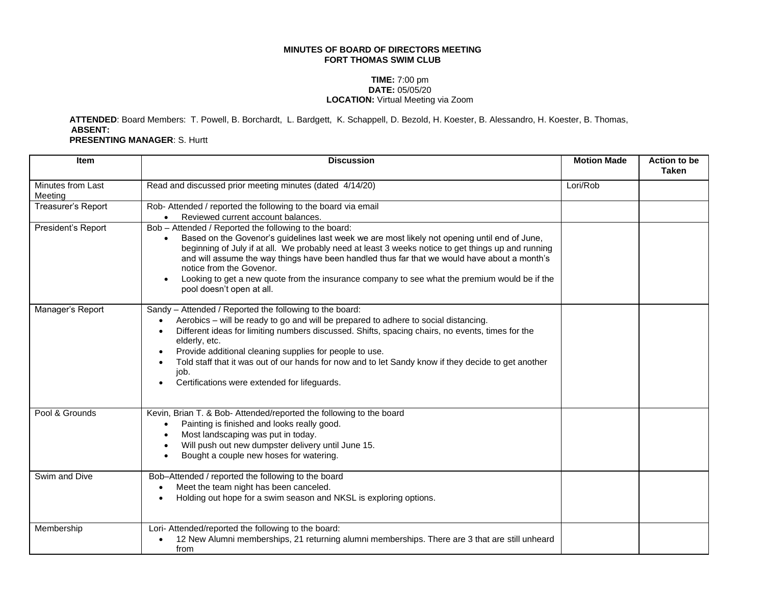**MINUTES OF BOARD OF DIRECTORS MEETING**
**FORT THOMAS SWIM CLUB**

**TIME:** 7:00 pm
**DATE:** 05/05/20
**LOCATION:** Virtual Meeting via Zoom

**ATTENDED**: Board Members: T. Powell, B. Borchardt, L. Bardgett, K. Schappell, D. Bezold, H. Koester, B. Alessandro, H. Koester, B. Thomas,
**ABSENT:**
**PRESENTING MANAGER**: S. Hurtt

| Item | Discussion | Motion Made | Action to be Taken |
|---|---|---|---|
| Minutes from Last Meeting | Read and discussed prior meeting minutes (dated 4/14/20) | Lori/Rob | |
| Treasurer's Report | Rob- Attended / reported the following to the board via email<br>• Reviewed current account balances. | | |
| President's Report | Bob – Attended / Reported the following to the board:<br>• Based on the Govenor's guidelines last week we are most likely not opening until end of June, beginning of July if at all. We probably need at least 3 weeks notice to get things up and running and will assume the way things have been handled thus far that we would have about a month's notice from the Govenor.<br>• Looking to get a new quote from the insurance company to see what the premium would be if the pool doesn't open at all. | | |
| Manager's Report | Sandy – Attended / Reported the following to the board:<br>• Aerobics – will be ready to go and will be prepared to adhere to social distancing.<br>• Different ideas for limiting numbers discussed. Shifts, spacing chairs, no events, times for the elderly, etc.<br>• Provide additional cleaning supplies for people to use.<br>• Told staff that it was out of our hands for now and to let Sandy know if they decide to get another job.<br>• Certifications were extended for lifeguards. | | |
| Pool & Grounds | Kevin, Brian T. & Bob- Attended/reported the following to the board<br>• Painting is finished and looks really good.<br>• Most landscaping was put in today.<br>• Will push out new dumpster delivery until June 15.<br>• Bought a couple new hoses for watering. | | |
| Swim and Dive | Bob–Attended / reported the following to the board<br>• Meet the team night has been canceled.<br>• Holding out hope for a swim season and NKSL is exploring options. | | |
| Membership | Lori- Attended/reported the following to the board:<br>• 12 New Alumni memberships, 21 returning alumni memberships. There are 3 that are still unheard from | | |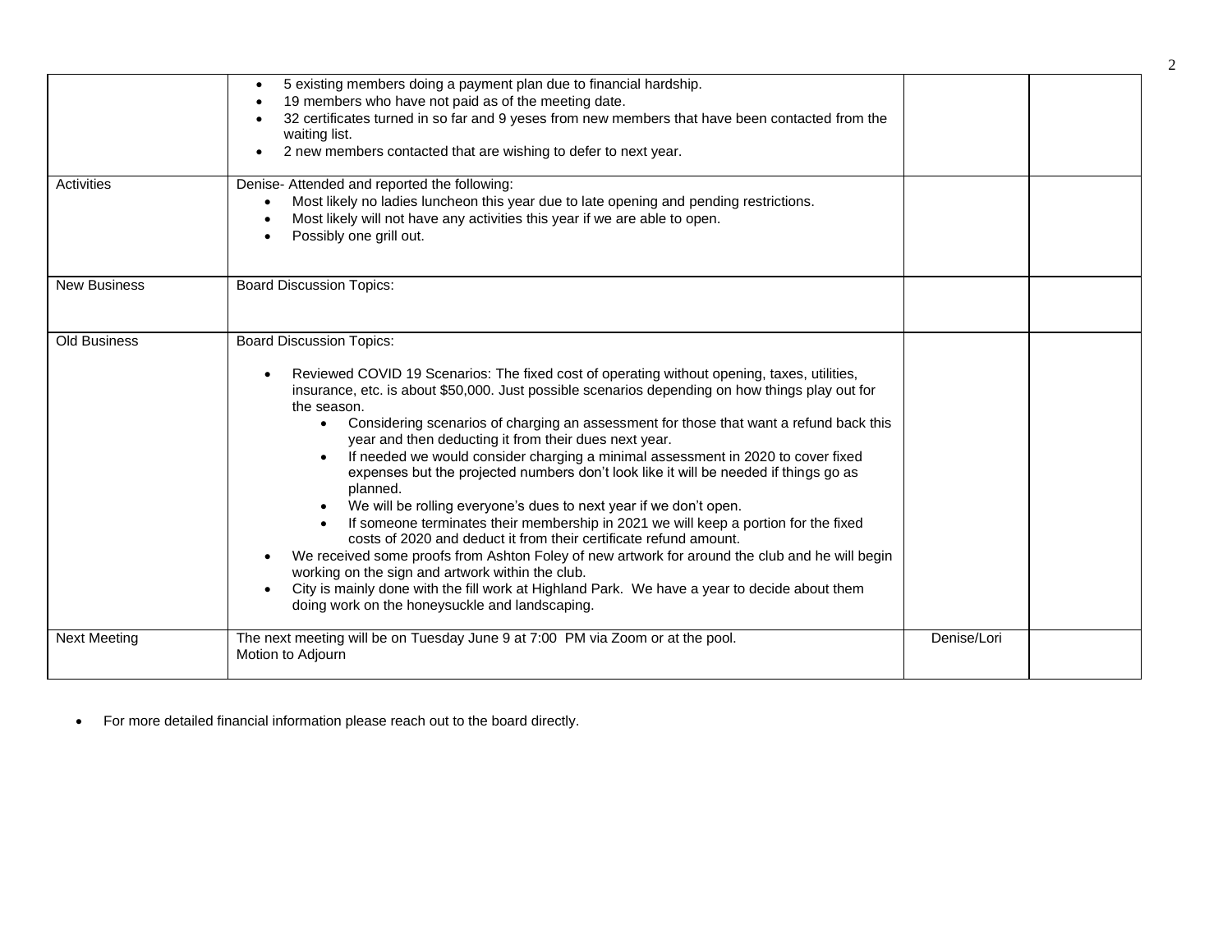| | | | |
|---|---|---|---|
| | • 5 existing members doing a payment plan due to financial hardship.<br>• 19 members who have not paid as of the meeting date.<br>• 32 certificates turned in so far and 9 yeses from new members that have been contacted from the waiting list.<br>• 2 new members contacted that are wishing to defer to next year. | | |
| Activities | Denise- Attended and reported the following:<br>• Most likely no ladies luncheon this year due to late opening and pending restrictions.<br>• Most likely will not have any activities this year if we are able to open.<br>• Possibly one grill out. | | |
| New Business | Board Discussion Topics: | | |
| Old Business | Board Discussion Topics:<br>• Reviewed COVID 19 Scenarios: The fixed cost of operating without opening, taxes, utilities, insurance, etc. is about $50,000. Just possible scenarios depending on how things play out for the season.<br>  ◦ Considering scenarios of charging an assessment for those that want a refund back this year and then deducting it from their dues next year.<br>  ◦ If needed we would consider charging a minimal assessment in 2020 to cover fixed expenses but the projected numbers don't look like it will be needed if things go as planned.<br>  ◦ We will be rolling everyone's dues to next year if we don't open.<br>  ◦ If someone terminates their membership in 2021 we will keep a portion for the fixed costs of 2020 and deduct it from their certificate refund amount.<br>• We received some proofs from Ashton Foley of new artwork for around the club and he will begin working on the sign and artwork within the club.<br>• City is mainly done with the fill work at Highland Park. We have a year to decide about them doing work on the honeysuckle and landscaping. | | |
| Next Meeting | The next meeting will be on Tuesday June 9 at 7:00 PM via Zoom or at the pool.<br>Motion to Adjourn | Denise/Lori | |

- For more detailed financial information please reach out to the board directly.